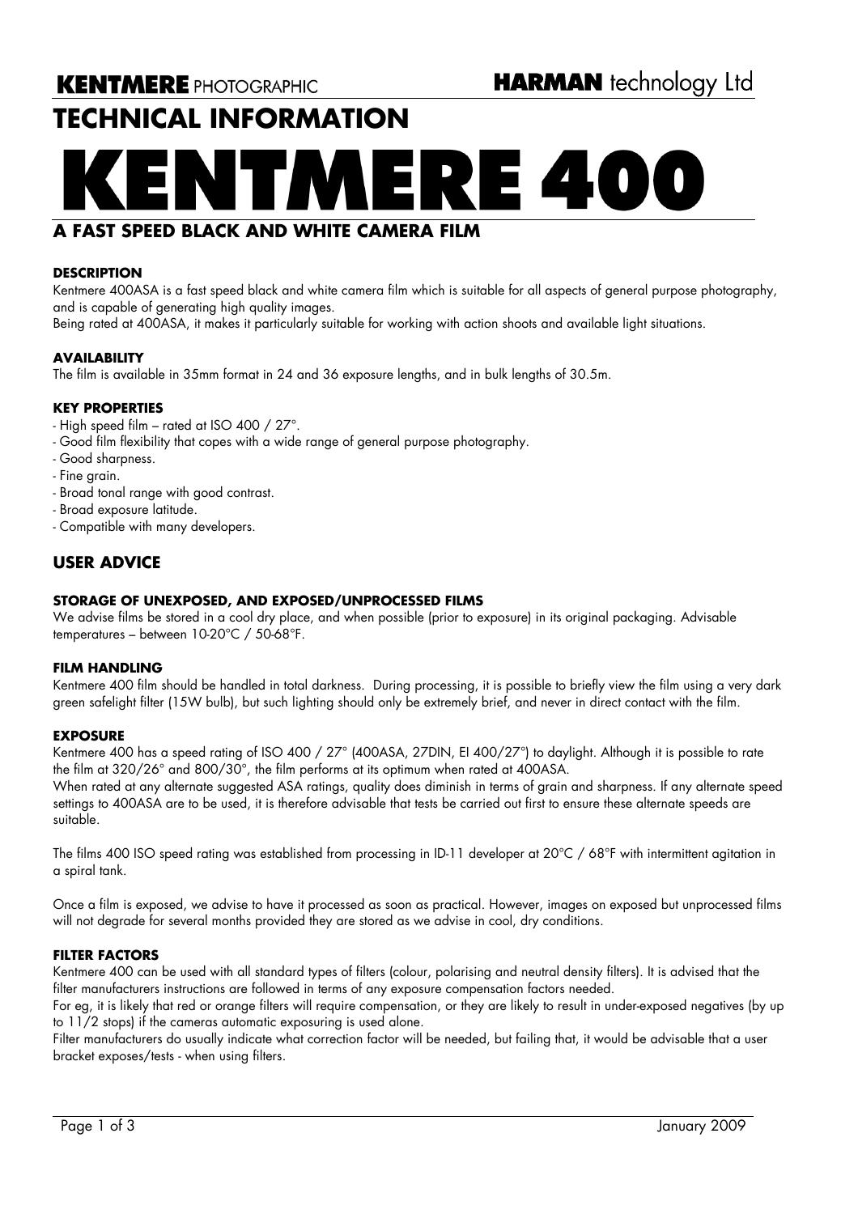**KENTMERE** PHOTOGRAPHIC

**HARMAN** technology Ltd

# TECHNICAL INFORMATION

# KENTMERE 400

## A FAST SPEED BLACK AND WHITE CAMERA FILM

### DESCRIPTION

Kentmere 400ASA is a fast speed black and white camera film which is suitable for all aspects of general purpose photography, and is capable of generating high quality images.

Being rated at 400ASA, it makes it particularly suitable for working with action shoots and available light situations.

### AVAILABILITY

The film is available in 35mm format in 24 and 36 exposure lengths, and in bulk lengths of 30.5m.

### KEY PROPERTIES

- High speed film – rated at ISO 400 / 27°.
- Good film flexibility that copes with a wide range of general purpose photography.
- Good sharpness.
- Fine grain.
- Broad tonal range with good contrast.
- Broad exposure latitude.
- Compatible with many developers.

## USER ADVICE

### STORAGE OF UNEXPOSED, AND EXPOSED/UNPROCESSED FILMS

We advise films be stored in a cool dry place, and when possible (prior to exposure) in its original packaging. Advisable temperatures – between 10-20°C / 50-68°F.

### FILM HANDLING

Kentmere 400 film should be handled in total darkness. During processing, it is possible to briefly view the film using a very dark green safelight filter (15W bulb), but such lighting should only be extremely brief, and never in direct contact with the film.

### EXPOSURE

Kentmere 400 has a speed rating of ISO 400 / 27° (400ASA, 27DIN, EI 400/27°) to daylight. Although it is possible to rate the film at 320/26° and 800/30°, the film performs at its optimum when rated at 400ASA.

When rated at any alternate suggested ASA ratings, quality does diminish in terms of grain and sharpness. If any alternate speed settings to 400ASA are to be used, it is therefore advisable that tests be carried out first to ensure these alternate speeds are suitable.

The films 400 ISO speed rating was established from processing in ID-11 developer at 20°C / 68°F with intermittent agitation in a spiral tank.

Once a film is exposed, we advise to have it processed as soon as practical. However, images on exposed but unprocessed films will not degrade for several months provided they are stored as we advise in cool, dry conditions.

### FILTER FACTORS

Kentmere 400 can be used with all standard types of filters (colour, polarising and neutral density filters). It is advised that the filter manufacturers instructions are followed in terms of any exposure compensation factors needed.

For eg, it is likely that red or orange filters will require compensation, or they are likely to result in under-exposed negatives (by up to 11/2 stops) if the cameras automatic exposuring is used alone.

Filter manufacturers do usually indicate what correction factor will be needed, but failing that, it would be advisable that a user bracket exposes/tests - when using filters.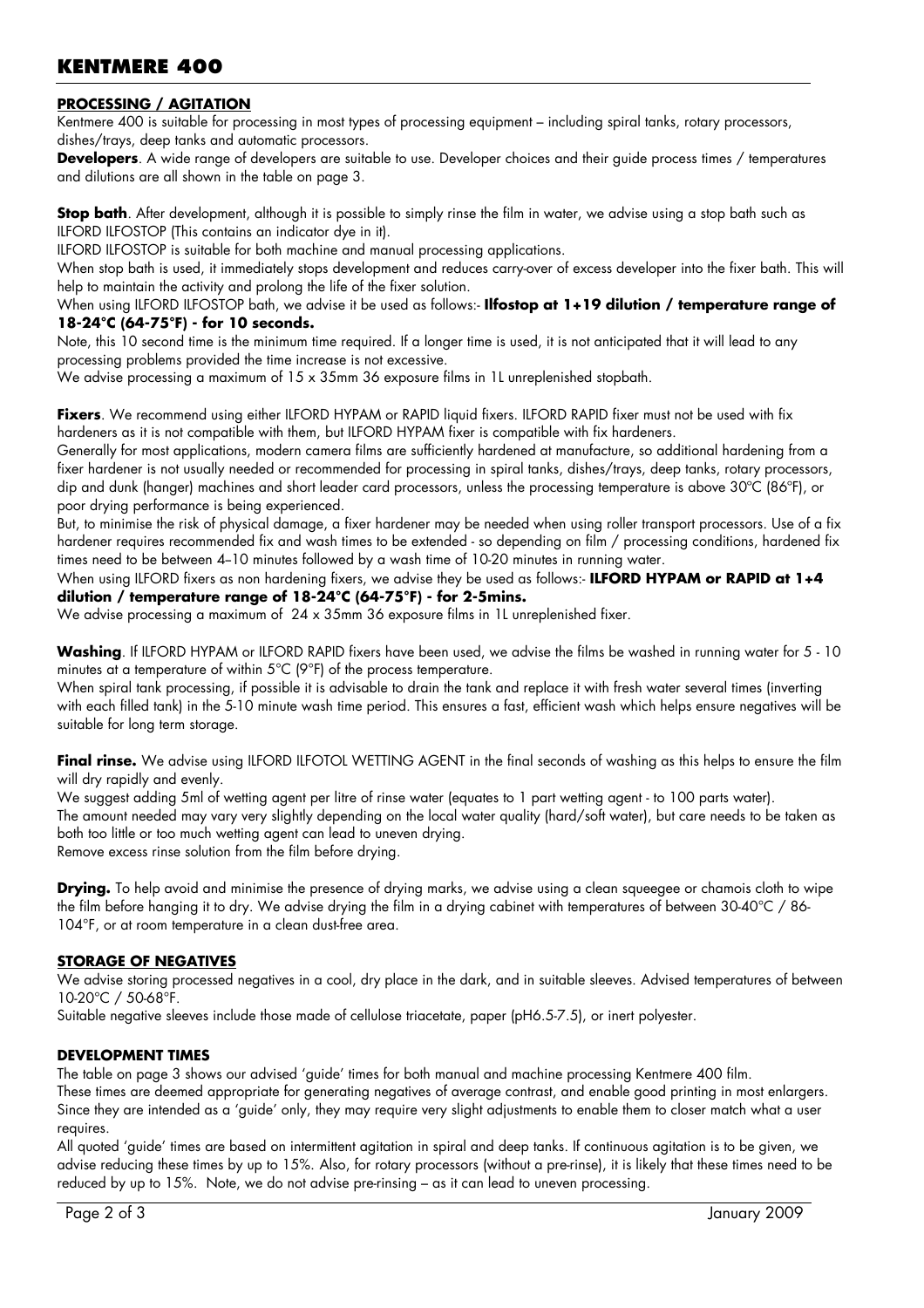# KENTMERE 400

## PROCESSING / AGITATION

Kentmere 400 is suitable for processing in most types of processing equipment – including spiral tanks, rotary processors, dishes/trays, deep tanks and automatic processors.

**Developers**. A wide range of developers are suitable to use. Developer choices and their guide process times / temperatures and dilutions are all shown in the table on page 3.

**Stop bath**. After development, although it is possible to simply rinse the film in water, we advise using a stop bath such as ILFORD ILFOSTOP (This contains an indicator dye in it).

ILFORD ILFOSTOP is suitable for both machine and manual processing applications.

When stop bath is used, it immediately stops development and reduces carry-over of excess developer into the fixer bath. This will help to maintain the activity and prolong the life of the fixer solution.

When using ILFORD ILFOSTOP bath, we advise it be used as follows:- **Ilfostop at 1+19 dilution / temperature range of 18-24°C (64-75°F) - for 10 seconds.**

Note, this 10 second time is the minimum time required. If a longer time is used, it is not anticipated that it will lead to any processing problems provided the time increase is not excessive.

We advise processing a maximum of 15 x 35mm 36 exposure films in 1L unreplenished stopbath.

**Fixers**. We recommend using either ILFORD HYPAM or RAPID liquid fixers. ILFORD RAPID fixer must not be used with fix hardeners as it is not compatible with them, but ILFORD HYPAM fixer is compatible with fix hardeners.

Generally for most applications, modern camera films are sufficiently hardened at manufacture, so additional hardening from a fixer hardener is not usually needed or recommended for processing in spiral tanks, dishes/trays, deep tanks, rotary processors, dip and dunk (hanger) machines and short leader card processors, unless the processing temperature is above 30ºC (86ºF), or poor drying performance is being experienced.

But, to minimise the risk of physical damage, a fixer hardener may be needed when using roller transport processors. Use of a fix hardener requires recommended fix and wash times to be extended - so depending on film / processing conditions, hardened fix times need to be between 4–10 minutes followed by a wash time of 10-20 minutes in running water.

When using ILFORD fixers as non hardening fixers, we advise they be used as follows:- **ILFORD HYPAM or RAPID at 1+4 dilution / temperature range of 18-24°C (64-75°F) - for 2-5mins.**

We advise processing a maximum of 24 x 35mm 36 exposure films in 1L unreplenished fixer.

**Washing**. If ILFORD HYPAM or ILFORD RAPID fixers have been used, we advise the films be washed in running water for 5 - 10 minutes at a temperature of within 5°C (9°F) of the process temperature.

When spiral tank processing, if possible it is advisable to drain the tank and replace it with fresh water several times (inverting with each filled tank) in the 5-10 minute wash time period. This ensures a fast, efficient wash which helps ensure negatives will be suitable for long term storage.

**Final rinse.** We advise using ILFORD ILFOTOL WETTING AGENT in the final seconds of washing as this helps to ensure the film will dry rapidly and evenly.

We suggest adding 5ml of wetting agent per litre of rinse water (equates to 1 part wetting agent - to 100 parts water).

The amount needed may vary very slightly depending on the local water quality (hard/soft water), but care needs to be taken as both too little or too much wetting agent can lead to uneven drying.

Remove excess rinse solution from the film before drying.

**Drying.** To help avoid and minimise the presence of drying marks, we advise using a clean squeegee or chamois cloth to wipe the film before hanging it to dry. We advise drying the film in a drying cabinet with temperatures of between 30-40°C / 86-104°F, or at room temperature in a clean dust-free area.

## STORAGE OF NEGATIVES

We advise storing processed negatives in a cool, dry place in the dark, and in suitable sleeves. Advised temperatures of between 10-20°C / 50-68°F.

Suitable negative sleeves include those made of cellulose triacetate, paper (pH6.5-7.5), or inert polyester.

## DEVELOPMENT TIMES

The table on page 3 shows our advised 'guide' times for both manual and machine processing Kentmere 400 film.

These times are deemed appropriate for generating negatives of average contrast, and enable good printing in most enlargers. Since they are intended as a 'guide' only, they may require very slight adjustments to enable them to closer match what a user requires.

All quoted 'guide' times are based on intermittent agitation in spiral and deep tanks. If continuous agitation is to be given, we advise reducing these times by up to 15%. Also, for rotary processors (without a pre-rinse), it is likely that these times need to be reduced by up to 15%. Note, we do not advise pre-rinsing – as it can lead to uneven processing.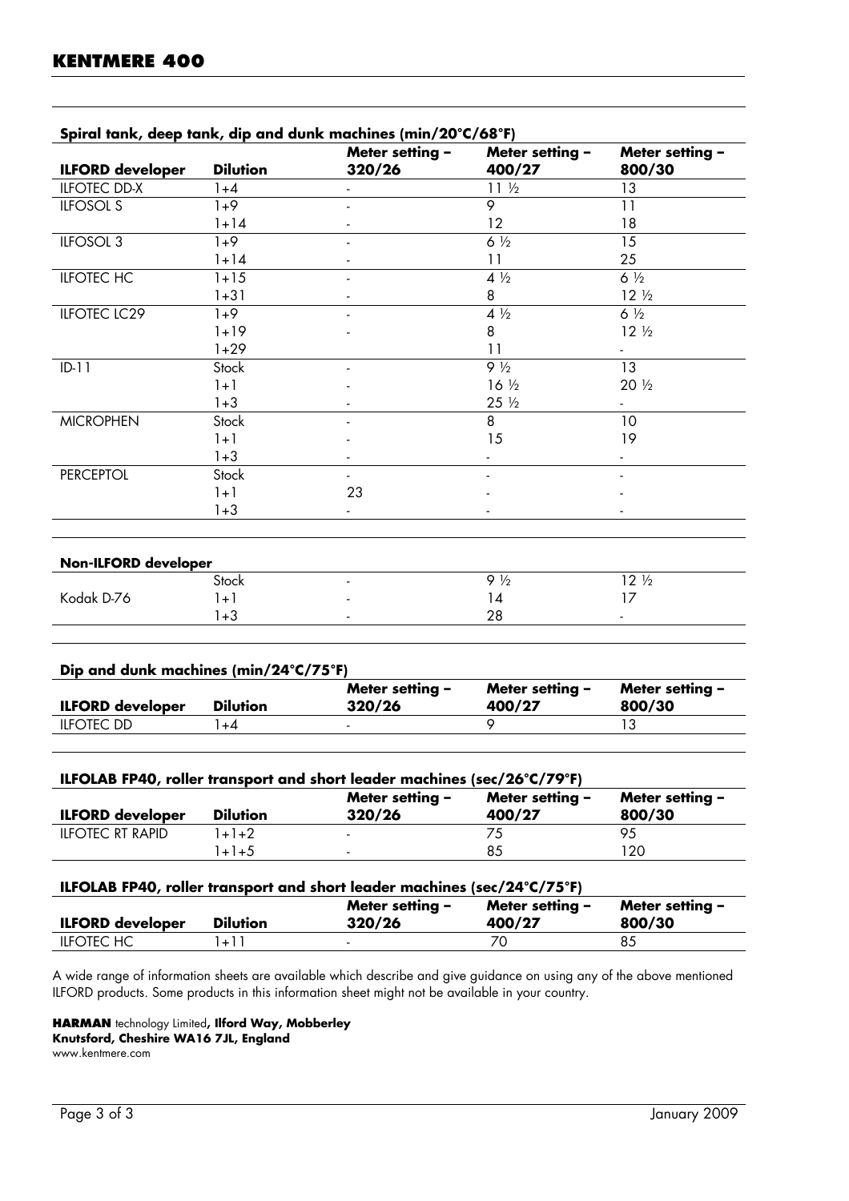# KENTMERE 400

**Spiral tank, deep tank, dip and dunk machines (min/20°C/68°F)**

| ILFORD developer | Dilution | Meter setting – 320/26 | Meter setting – 400/27 | Meter setting – 800/30 |
|---|---|---|---|---|
| ILFOTEC DD-X | 1+4 | - | 11 ½ | 13 |
| ILFOSOL S | 1+9 | - | 9 | 11 |
| | 1+14 | - | 12 | 18 |
| ILFOSOL 3 | 1+9 | - | 6 ½ | 15 |
| | 1+14 | - | 11 | 25 |
| ILFOTEC HC | 1+15 | - | 4 ½ | 6 ½ |
| | 1+31 | - | 8 | 12 ½ |
| ILFOTEC LC29 | 1+9 | - | 4 ½ | 6 ½ |
| | 1+19 | - | 8 | 12 ½ |
| | 1+29 | | 11 | - |
| ID-11 | Stock | - | 9 ½ | 13 |
| | 1+1 | - | 16 ½ | 20 ½ |
| | 1+3 | - | 25 ½ | - |
| MICROPHEN | Stock | - | 8 | 10 |
| | 1+1 | - | 15 | 19 |
| | 1+3 | - | - | - |
| PERCEPTOL | Stock | - | - | - |
| | 1+1 | 23 | - | - |
| | 1+3 | - | - | - |

**Non-ILFORD developer**

| | | | | |
|---|---|---|---|---|
| | Stock | - | 9 ½ | 12 ½ |
| Kodak D-76 | 1+1 | - | 14 | 17 |
| | 1+3 | - | 28 | - |

**Dip and dunk machines (min/24°C/75°F)**

| ILFORD developer | Dilution | Meter setting – 320/26 | Meter setting – 400/27 | Meter setting – 800/30 |
|---|---|---|---|---|
| ILFOTEC DD | 1+4 | - | 9 | 13 |

**ILFOLAB FP40, roller transport and short leader machines (sec/26°C/79°F)**

| ILFORD developer | Dilution | Meter setting – 320/26 | Meter setting – 400/27 | Meter setting – 800/30 |
|---|---|---|---|---|
| ILFOTEC RT RAPID | 1+1+2 | - | 75 | 95 |
| | 1+1+5 | - | 85 | 120 |

**ILFOLAB FP40, roller transport and short leader machines (sec/24°C/75°F)**

| ILFORD developer | Dilution | Meter setting – 320/26 | Meter setting – 400/27 | Meter setting – 800/30 |
|---|---|---|---|---|
| ILFOTEC HC | 1+11 | - | 70 | 85 |

A wide range of information sheets are available which describe and give guidance on using any of the above mentioned ILFORD products. Some products in this information sheet might not be available in your country.

**HARMAN** technology Limited**, Ilford Way, Mobberley**
**Knutsford, Cheshire WA16 7JL, England**
www.kentmere.com

January 2009